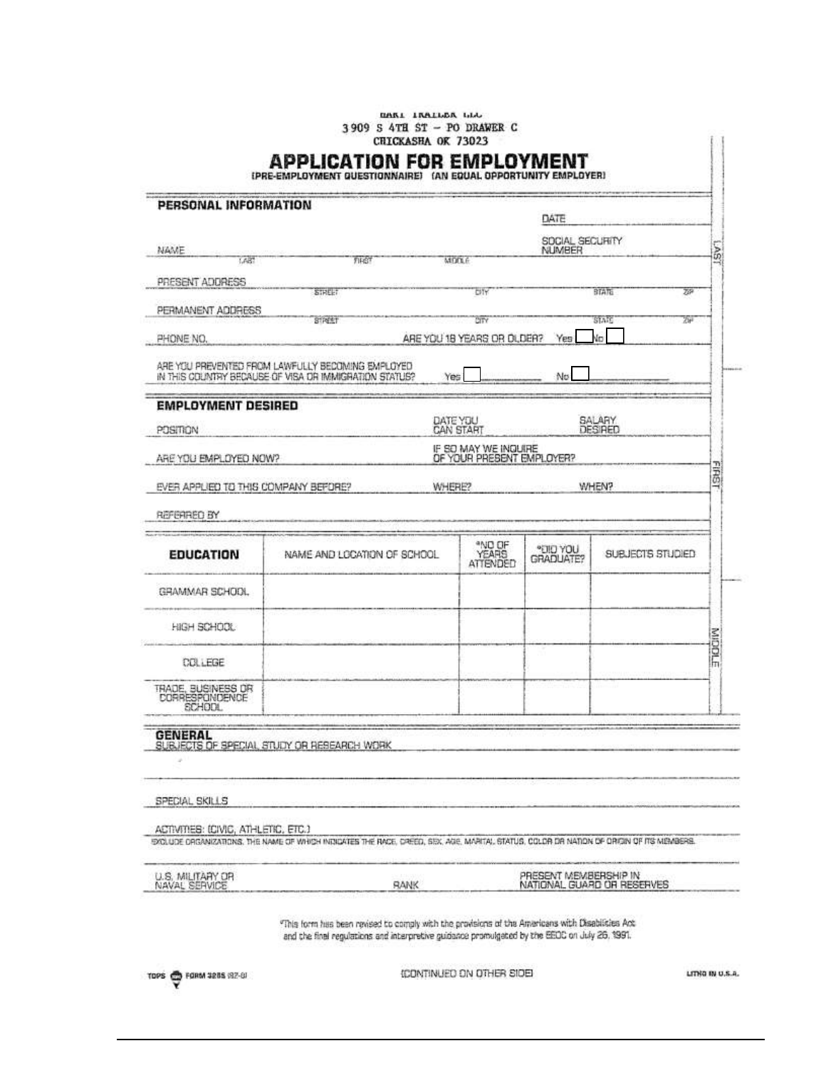BART TRAILER LLC
3909 S 4TH ST – PO DRAWER C
CHICKASHA OK 73023

# APPLICATION FOR EMPLOYMENT

(PRE-EMPLOYMENT QUESTIONNAIRE) (AN EQUAL OPPORTUNITY EMPLOYER)

## PERSONAL INFORMATION

DATE

NAME (LAST / FIRST / MIDDLE)

SOCIAL SECURITY NUMBER

PRESENT ADDRESS (STREET / CITY / STATE / ZIP)

PERMANENT ADDRESS (STREET / CITY / STATE / ZIP)

PHONE NO.

ARE YOU 18 YEARS OR OLDER? Yes ☐ No ☐

ARE YOU PREVENTED FROM LAWFULLY BECOMING EMPLOYED IN THIS COUNTRY BECAUSE OF VISA OR IMMIGRATION STATUS? Yes ☐ No ☐

## EMPLOYMENT DESIRED

POSITION

DATE YOU CAN START

SALARY DESIRED

ARE YOU EMPLOYED NOW?

IF SO MAY WE INQUIRE OF YOUR PRESENT EMPLOYER?

EVER APPLIED TO THIS COMPANY BEFORE?

WHERE?

WHEN?

REFERRED BY

| EDUCATION | NAME AND LOCATION OF SCHOOL | *NO OF YEARS ATTENDED | *DID YOU GRADUATE? | SUBJECTS STUDIED |
|---|---|---|---|---|
| GRAMMAR SCHOOL | | | | |
| HIGH SCHOOL | | | | |
| COLLEGE | | | | |
| TRADE, BUSINESS OR CORRESPONDENCE SCHOOL | | | | |

## GENERAL

SUBJECTS OF SPECIAL STUDY OR RESEARCH WORK

SPECIAL SKILLS

ACTIVITIES: (CIVIC, ATHLETIC, ETC.)

EXCLUDE ORGANIZATIONS, THE NAME OF WHICH INDICATES THE RACE, CREED, SEX, AGE, MARITAL STATUS, COLOR OR NATION OF ORIGIN OF ITS MEMBERS.

U.S. MILITARY OR NAVAL SERVICE

RANK

PRESENT MEMBERSHIP IN NATIONAL GUARD OR RESERVES

*This form has been revised to comply with the provisions of the Americans with Disabilities Act and the final regulations and interpretive guidance promulgated by the EEOC on July 26, 1991.

TOPS FORM 3285 (92-0)

(CONTINUED ON OTHER SIDE)

LITHO IN U.S.A.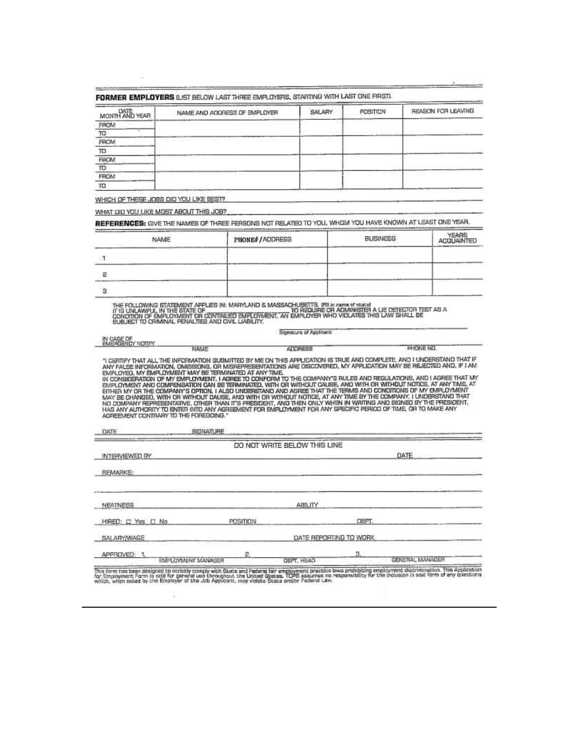**FORMER EMPLOYERS** (LIST BELOW LAST THREE EMPLOYERS, STARTING WITH LAST ONE FIRST)

| DATE MONTH AND YEAR | NAME AND ADDRESS OF EMPLOYER | SALARY | POSITION | REASON FOR LEAVING |
|---|---|---|---|---|
| FROM | | | | |
| TO | | | | |
| FROM | | | | |
| TO | | | | |
| FROM | | | | |
| TO | | | | |
| FROM | | | | |
| TO | | | | |

WHICH OF THESE JOBS DID YOU LIKE BEST? \_\_\_\_\_\_\_\_\_\_

WHAT DID YOU LIKE MOST ABOUT THIS JOB? \_\_\_\_\_\_\_\_\_\_

**REFERENCES:** GIVE THE NAMES OF THREE PERSONS NOT RELATED TO YOU, WHOM YOU HAVE KNOWN AT LEAST ONE YEAR.

| | NAME | PHONE# /ADDRESS | BUSINESS | YEARS ACQUAINTED |
|---|---|---|---|---|
| 1 | | | | |
| 2 | | | | |
| 3 | | | | |

THE FOLLOWING STATEMENT APPLIES IN: MARYLAND & MASSACHUSETTS. (Fill in name of state)
IT IS UNLAWFUL IN THE STATE OF \_\_\_\_\_\_\_\_\_\_ TO REQUIRE OR ADMINISTER A LIE DETECTOR TEST AS A CONDITION OF EMPLOYMENT OR CONTINUED EMPLOYMENT. AN EMPLOYER WHO VIOLATES THIS LAW SHALL BE SUBJECT TO CRIMINAL PENALTIES AND CIVIL LIABILITY.

\_\_\_\_\_\_\_\_\_\_
Signature of Applicant

IN CASE OF EMERGENCY NOTIFY \_\_\_\_\_\_\_\_\_\_
NAME \_\_\_\_\_\_\_\_\_\_ ADDRESS \_\_\_\_\_\_\_\_\_\_ PHONE NO. \_\_\_\_\_\_\_\_\_\_

"I CERTIFY THAT ALL THE INFORMATION SUBMITTED BY ME ON THIS APPLICATION IS TRUE AND COMPLETE, AND I UNDERSTAND THAT IF ANY FALSE INFORMATION, OMISSIONS, OR MISREPRESENTATIONS ARE DISCOVERED, MY APPLICATION MAY BE REJECTED AND, IF I AM EMPLOYED, MY EMPLOYMENT MAY BE TERMINATED AT ANY TIME.
IN CONSIDERATION OF MY EMPLOYMENT, I AGREE TO CONFORM TO THE COMPANY'S RULES AND REGULATIONS, AND I AGREE THAT MY EMPLOYMENT AND COMPENSATION CAN BE TERMINATED, WITH OR WITHOUT CAUSE, AND WITH OR WITHOUT NOTICE, AT ANY TIME, AT EITHER MY OR THE COMPANY'S OPTION. I ALSO UNDERSTAND AND AGREE THAT THE TERMS AND CONDITIONS OF MY EMPLOYMENT MAY BE CHANGED, WITH OR WITHOUT CAUSE, AND WITH OR WITHOUT NOTICE, AT ANY TIME BY THE COMPANY. I UNDERSTAND THAT NO COMPANY REPRESENTATIVE, OTHER THAN IT'S PRESIDENT, AND THEN ONLY WHEN IN WRITING AND SIGNED BY THE PRESIDENT, HAS ANY AUTHORITY TO ENTER INTO ANY AGREEMENT FOR EMPLOYMENT FOR ANY SPECIFIC PERIOD OF TIME, OR TO MAKE ANY AGREEMENT CONTRARY TO THE FOREGOING."

DATE \_\_\_\_\_\_\_\_\_\_ SIGNATURE \_\_\_\_\_\_\_\_\_\_

DO NOT WRITE BELOW THIS LINE

INTERVIEWED BY \_\_\_\_\_\_\_\_\_\_ DATE \_\_\_\_\_\_\_\_\_\_

REMARKS: \_\_\_\_\_\_\_\_\_\_

NEATNESS \_\_\_\_\_\_\_\_\_\_ ABILITY \_\_\_\_\_\_\_\_\_\_

HIRED: ☐ Yes ☐ No POSITION \_\_\_\_\_\_\_\_\_\_ DEPT. \_\_\_\_\_\_\_\_\_\_

SALARY/WAGE \_\_\_\_\_\_\_\_\_\_ DATE REPORTING TO WORK \_\_\_\_\_\_\_\_\_\_

APPROVED: 1. \_\_\_\_\_\_\_\_\_\_ 2. \_\_\_\_\_\_\_\_\_\_ 3. \_\_\_\_\_\_\_\_\_\_
EMPLOYMENT MANAGER DEPT. HEAD GENERAL MANAGER

This form has been designed to strictly comply with State and Federal fair employment practice laws prohibiting employment discrimination. This Application for Employment Form is sold for general use throughout the United States. TOPS assumes no responsibility for the inclusion in said form of any questions which, when asked by the Employer of the Job Applicant, may violate State and/or Federal Law.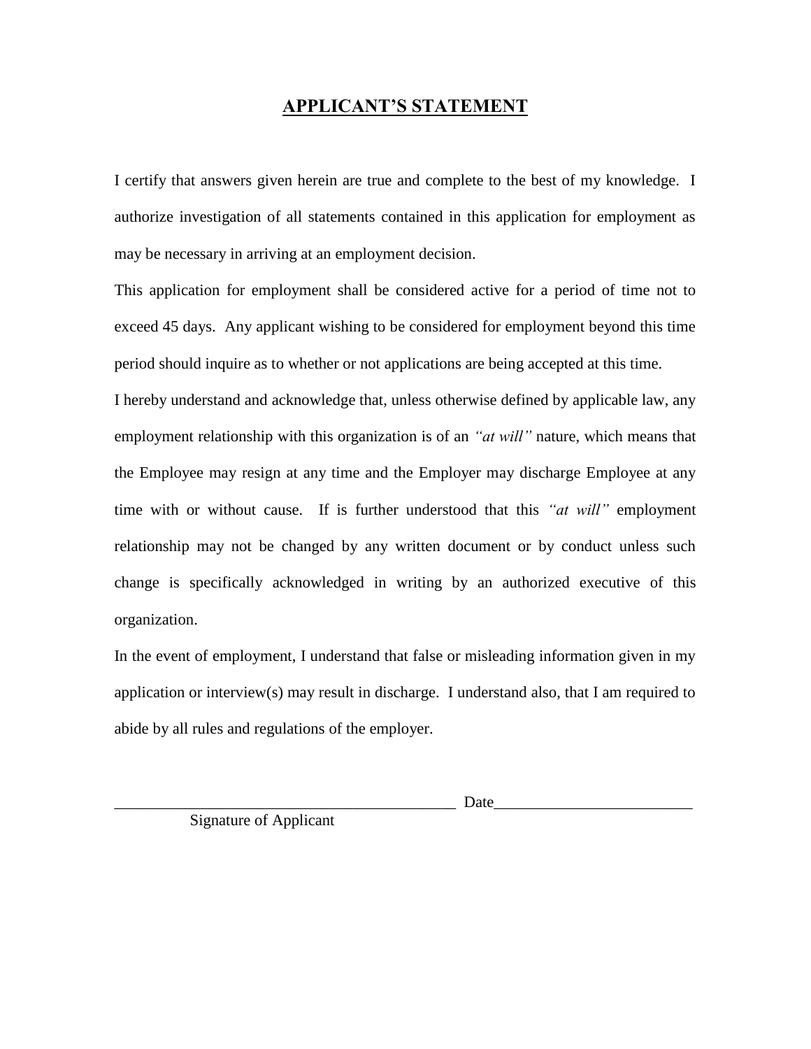# APPLICANT'S STATEMENT

I certify that answers given herein are true and complete to the best of my knowledge. I authorize investigation of all statements contained in this application for employment as may be necessary in arriving at an employment decision.

This application for employment shall be considered active for a period of time not to exceed 45 days. Any applicant wishing to be considered for employment beyond this time period should inquire as to whether or not applications are being accepted at this time.

I hereby understand and acknowledge that, unless otherwise defined by applicable law, any employment relationship with this organization is of an *"at will"* nature, which means that the Employee may resign at any time and the Employer may discharge Employee at any time with or without cause. If is further understood that this *"at will"* employment relationship may not be changed by any written document or by conduct unless such change is specifically acknowledged in writing by an authorized executive of this organization.

In the event of employment, I understand that false or misleading information given in my application or interview(s) may result in discharge. I understand also, that I am required to abide by all rules and regulations of the employer.

_____________________________________________ Date_________________________

Signature of Applicant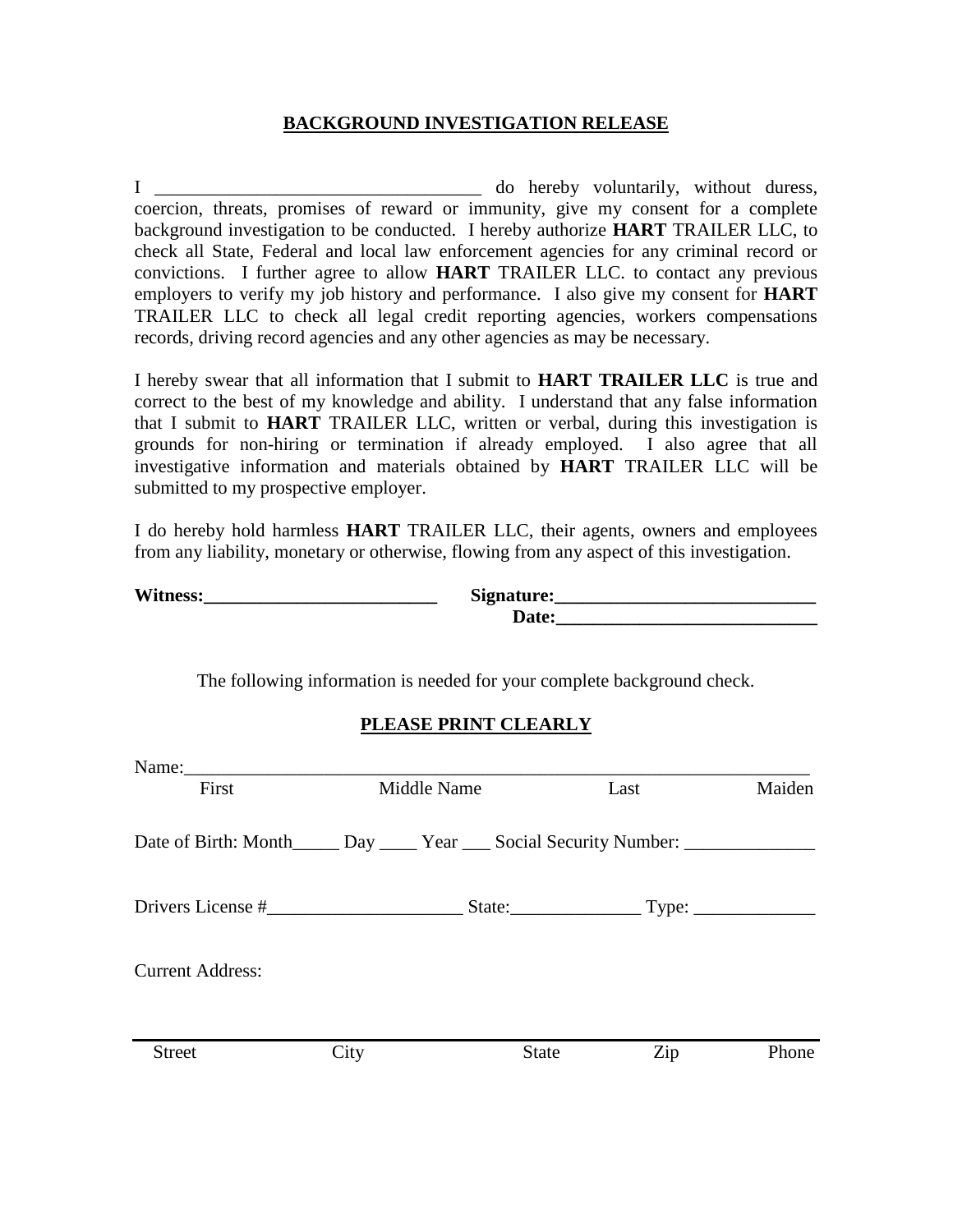# BACKGROUND INVESTIGATION RELEASE

I ___________________________________ do hereby voluntarily, without duress, coercion, threats, promises of reward or immunity, give my consent for a complete background investigation to be conducted. I hereby authorize **HART** TRAILER LLC, to check all State, Federal and local law enforcement agencies for any criminal record or convictions. I further agree to allow **HART** TRAILER LLC. to contact any previous employers to verify my job history and performance. I also give my consent for **HART** TRAILER LLC to check all legal credit reporting agencies, workers compensations records, driving record agencies and any other agencies as may be necessary.

I hereby swear that all information that I submit to **HART TRAILER LLC** is true and correct to the best of my knowledge and ability. I understand that any false information that I submit to **HART** TRAILER LLC, written or verbal, during this investigation is grounds for non-hiring or termination if already employed. I also agree that all investigative information and materials obtained by **HART** TRAILER LLC will be submitted to my prospective employer.

I do hereby hold harmless **HART** TRAILER LLC, their agents, owners and employees from any liability, monetary or otherwise, flowing from any aspect of this investigation.

**Witness:**_________________________ **Signature:**____________________________

**Date:**____________________________

The following information is needed for your complete background check.

**PLEASE PRINT CLEARLY**

Name:______________________________________________________________________

First Middle Name Last Maiden

Date of Birth: Month_____ Day ____ Year ___ Social Security Number: ______________

Drivers License #_____________________ State:______________ Type: _____________

Current Address:

___________________________________________________________________________

Street City State Zip Phone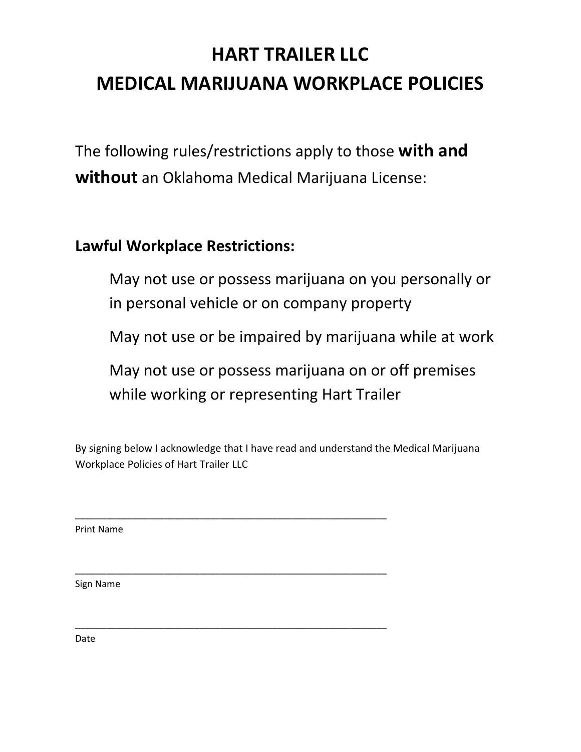# HART TRAILER LLC
# MEDICAL MARIJUANA WORKPLACE POLICIES

The following rules/restrictions apply to those **with and without** an Oklahoma Medical Marijuana License:

## Lawful Workplace Restrictions:

May not use or possess marijuana on you personally or in personal vehicle or on company property

May not use or be impaired by marijuana while at work

May not use or possess marijuana on or off premises while working or representing Hart Trailer

By signing below I acknowledge that I have read and understand the Medical Marijuana Workplace Policies of Hart Trailer LLC

\_\_\_\_\_\_\_\_\_\_\_\_\_\_\_\_\_\_\_\_\_\_\_\_\_\_\_\_\_\_\_\_\_\_\_\_\_\_\_\_\_\_\_\_\_\_\_\_\_\_\_\_

Print Name

\_\_\_\_\_\_\_\_\_\_\_\_\_\_\_\_\_\_\_\_\_\_\_\_\_\_\_\_\_\_\_\_\_\_\_\_\_\_\_\_\_\_\_\_\_\_\_\_\_\_\_\_

Sign Name

\_\_\_\_\_\_\_\_\_\_\_\_\_\_\_\_\_\_\_\_\_\_\_\_\_\_\_\_\_\_\_\_\_\_\_\_\_\_\_\_\_\_\_\_\_\_\_\_\_\_\_\_

Date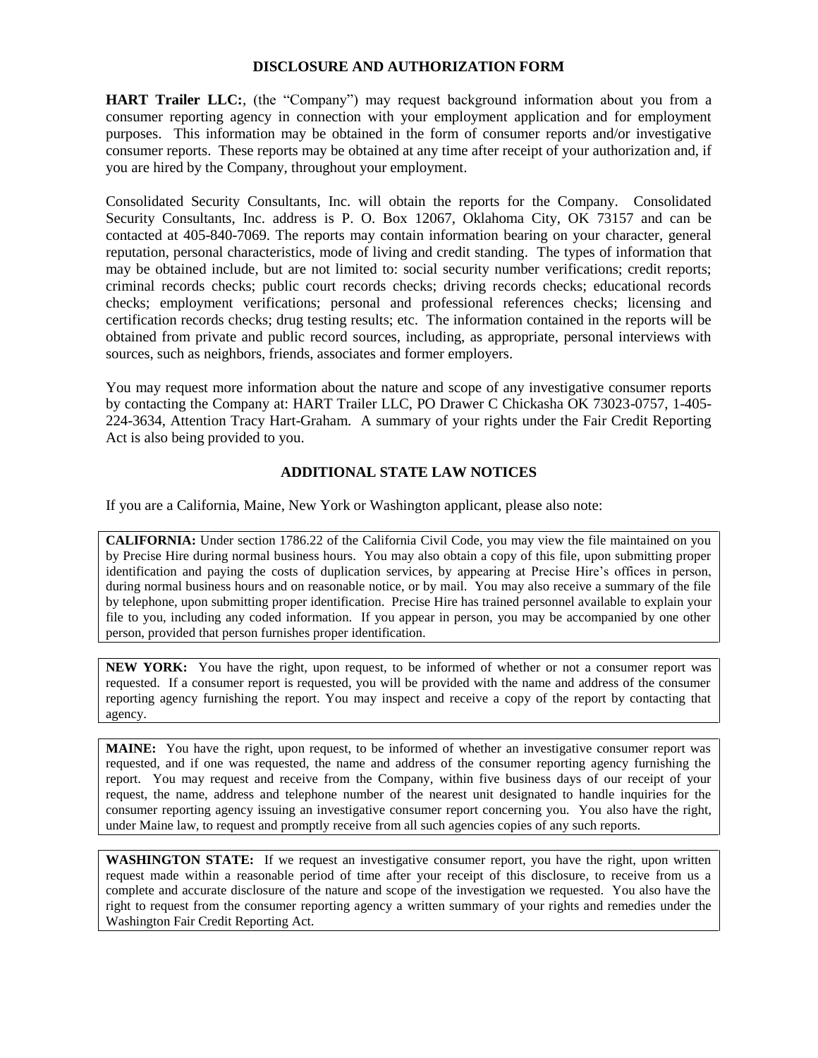# DISCLOSURE AND AUTHORIZATION FORM

**HART Trailer LLC:**, (the "Company") may request background information about you from a consumer reporting agency in connection with your employment application and for employment purposes. This information may be obtained in the form of consumer reports and/or investigative consumer reports. These reports may be obtained at any time after receipt of your authorization and, if you are hired by the Company, throughout your employment.

Consolidated Security Consultants, Inc. will obtain the reports for the Company. Consolidated Security Consultants, Inc. address is P. O. Box 12067, Oklahoma City, OK 73157 and can be contacted at 405-840-7069. The reports may contain information bearing on your character, general reputation, personal characteristics, mode of living and credit standing. The types of information that may be obtained include, but are not limited to: social security number verifications; credit reports; criminal records checks; public court records checks; driving records checks; educational records checks; employment verifications; personal and professional references checks; licensing and certification records checks; drug testing results; etc. The information contained in the reports will be obtained from private and public record sources, including, as appropriate, personal interviews with sources, such as neighbors, friends, associates and former employers.

You may request more information about the nature and scope of any investigative consumer reports by contacting the Company at: HART Trailer LLC, PO Drawer C Chickasha OK 73023-0757, 1-405-224-3634, Attention Tracy Hart-Graham. A summary of your rights under the Fair Credit Reporting Act is also being provided to you.

## ADDITIONAL STATE LAW NOTICES

If you are a California, Maine, New York or Washington applicant, please also note:

**CALIFORNIA:** Under section 1786.22 of the California Civil Code, you may view the file maintained on you by Precise Hire during normal business hours. You may also obtain a copy of this file, upon submitting proper identification and paying the costs of duplication services, by appearing at Precise Hire's offices in person, during normal business hours and on reasonable notice, or by mail. You may also receive a summary of the file by telephone, upon submitting proper identification. Precise Hire has trained personnel available to explain your file to you, including any coded information. If you appear in person, you may be accompanied by one other person, provided that person furnishes proper identification.

**NEW YORK:** You have the right, upon request, to be informed of whether or not a consumer report was requested. If a consumer report is requested, you will be provided with the name and address of the consumer reporting agency furnishing the report. You may inspect and receive a copy of the report by contacting that agency.

**MAINE:** You have the right, upon request, to be informed of whether an investigative consumer report was requested, and if one was requested, the name and address of the consumer reporting agency furnishing the report. You may request and receive from the Company, within five business days of our receipt of your request, the name, address and telephone number of the nearest unit designated to handle inquiries for the consumer reporting agency issuing an investigative consumer report concerning you. You also have the right, under Maine law, to request and promptly receive from all such agencies copies of any such reports.

**WASHINGTON STATE:** If we request an investigative consumer report, you have the right, upon written request made within a reasonable period of time after your receipt of this disclosure, to receive from us a complete and accurate disclosure of the nature and scope of the investigation we requested. You also have the right to request from the consumer reporting agency a written summary of your rights and remedies under the Washington Fair Credit Reporting Act.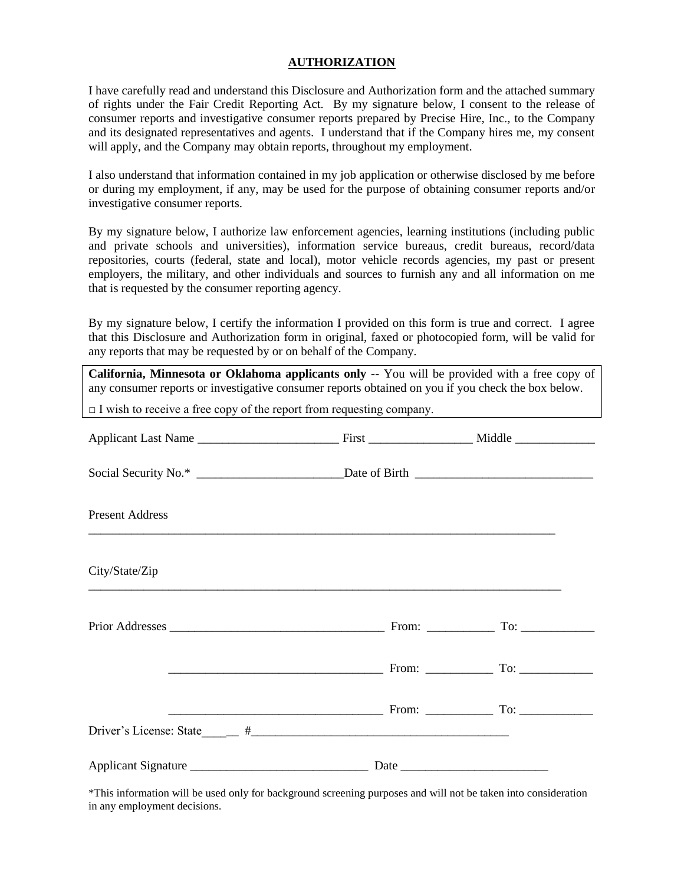# **AUTHORIZATION**

I have carefully read and understand this Disclosure and Authorization form and the attached summary of rights under the Fair Credit Reporting Act. By my signature below, I consent to the release of consumer reports and investigative consumer reports prepared by Precise Hire, Inc., to the Company and its designated representatives and agents. I understand that if the Company hires me, my consent will apply, and the Company may obtain reports, throughout my employment.

I also understand that information contained in my job application or otherwise disclosed by me before or during my employment, if any, may be used for the purpose of obtaining consumer reports and/or investigative consumer reports.

By my signature below, I authorize law enforcement agencies, learning institutions (including public and private schools and universities), information service bureaus, credit bureaus, record/data repositories, courts (federal, state and local), motor vehicle records agencies, my past or present employers, the military, and other individuals and sources to furnish any and all information on me that is requested by the consumer reporting agency.

By my signature below, I certify the information I provided on this form is true and correct. I agree that this Disclosure and Authorization form in original, faxed or photocopied form, will be valid for any reports that may be requested by or on behalf of the Company.

> **California, Minnesota or Oklahoma applicants only --** You will be provided with a free copy of any consumer reports or investigative consumer reports obtained on you if you check the box below.
>
> □ I wish to receive a free copy of the report from requesting company.

Applicant Last Name _______________________ First _________________ Middle _____________

Social Security No.* ________________________Date of Birth _____________________________

Present Address

_______________________________________________________________________________

City/State/Zip

_______________________________________________________________________________

Prior Addresses __________________________________ From: ___________ To: ____________

__________________________________ From: ___________ To: ____________

__________________________________ From: ___________ To: ____________

Driver's License: State______ #__________________________________________

Applicant Signature _____________________________ Date ________________________

*This information will be used only for background screening purposes and will not be taken into consideration in any employment decisions.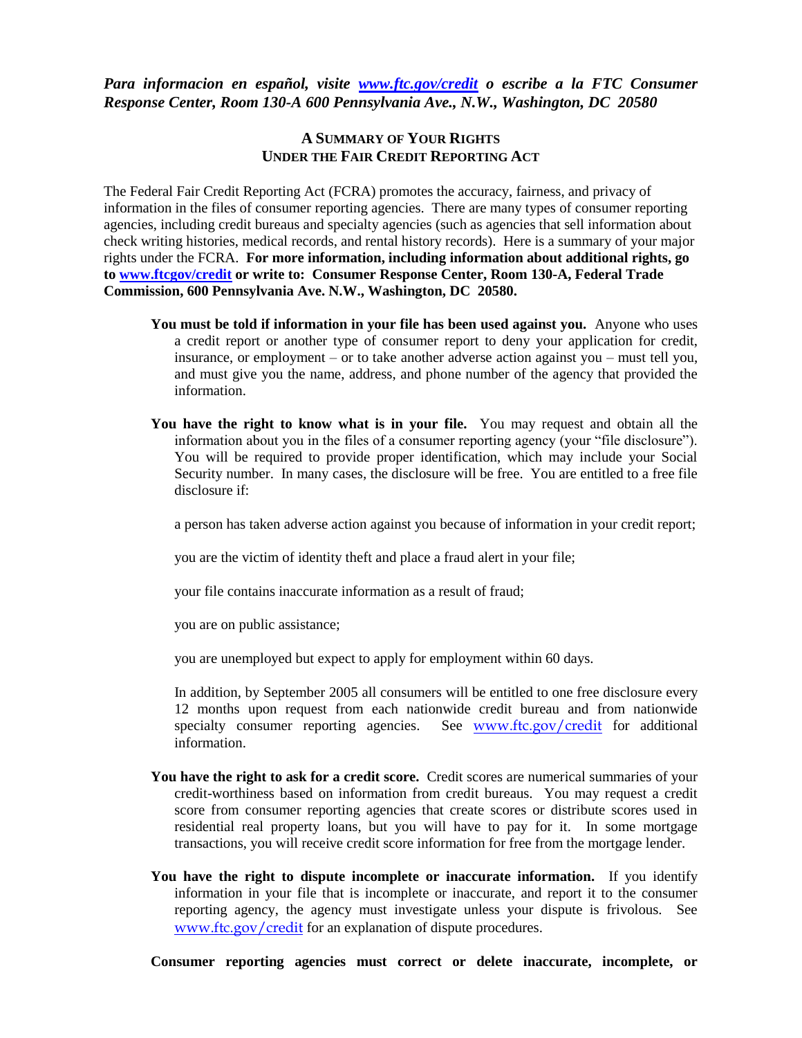***Para informacion en español, visite [www.ftc.gov/credit](http://www.ftc.gov/credit) o escribe a la FTC Consumer Response Center, Room 130-A 600 Pennsylvania Ave., N.W., Washington, DC 20580***

## A SUMMARY OF YOUR RIGHTS UNDER THE FAIR CREDIT REPORTING ACT

The Federal Fair Credit Reporting Act (FCRA) promotes the accuracy, fairness, and privacy of information in the files of consumer reporting agencies. There are many types of consumer reporting agencies, including credit bureaus and specialty agencies (such as agencies that sell information about check writing histories, medical records, and rental history records). Here is a summary of your major rights under the FCRA. **For more information, including information about additional rights, go to [www.ftcgov/credit](http://www.ftcgov/credit) or write to: Consumer Response Center, Room 130-A, Federal Trade Commission, 600 Pennsylvania Ave. N.W., Washington, DC 20580.**

**You must be told if information in your file has been used against you.** Anyone who uses a credit report or another type of consumer report to deny your application for credit, insurance, or employment – or to take another adverse action against you – must tell you, and must give you the name, address, and phone number of the agency that provided the information.

**You have the right to know what is in your file.** You may request and obtain all the information about you in the files of a consumer reporting agency (your "file disclosure"). You will be required to provide proper identification, which may include your Social Security number. In many cases, the disclosure will be free. You are entitled to a free file disclosure if:

a person has taken adverse action against you because of information in your credit report;

you are the victim of identity theft and place a fraud alert in your file;

your file contains inaccurate information as a result of fraud;

you are on public assistance;

you are unemployed but expect to apply for employment within 60 days.

In addition, by September 2005 all consumers will be entitled to one free disclosure every 12 months upon request from each nationwide credit bureau and from nationwide specialty consumer reporting agencies. See www.ftc.gov/credit for additional information.

**You have the right to ask for a credit score.** Credit scores are numerical summaries of your credit-worthiness based on information from credit bureaus. You may request a credit score from consumer reporting agencies that create scores or distribute scores used in residential real property loans, but you will have to pay for it. In some mortgage transactions, you will receive credit score information for free from the mortgage lender.

**You have the right to dispute incomplete or inaccurate information.** If you identify information in your file that is incomplete or inaccurate, and report it to the consumer reporting agency, the agency must investigate unless your dispute is frivolous. See www.ftc.gov/credit for an explanation of dispute procedures.

**Consumer reporting agencies must correct or delete inaccurate, incomplete, or**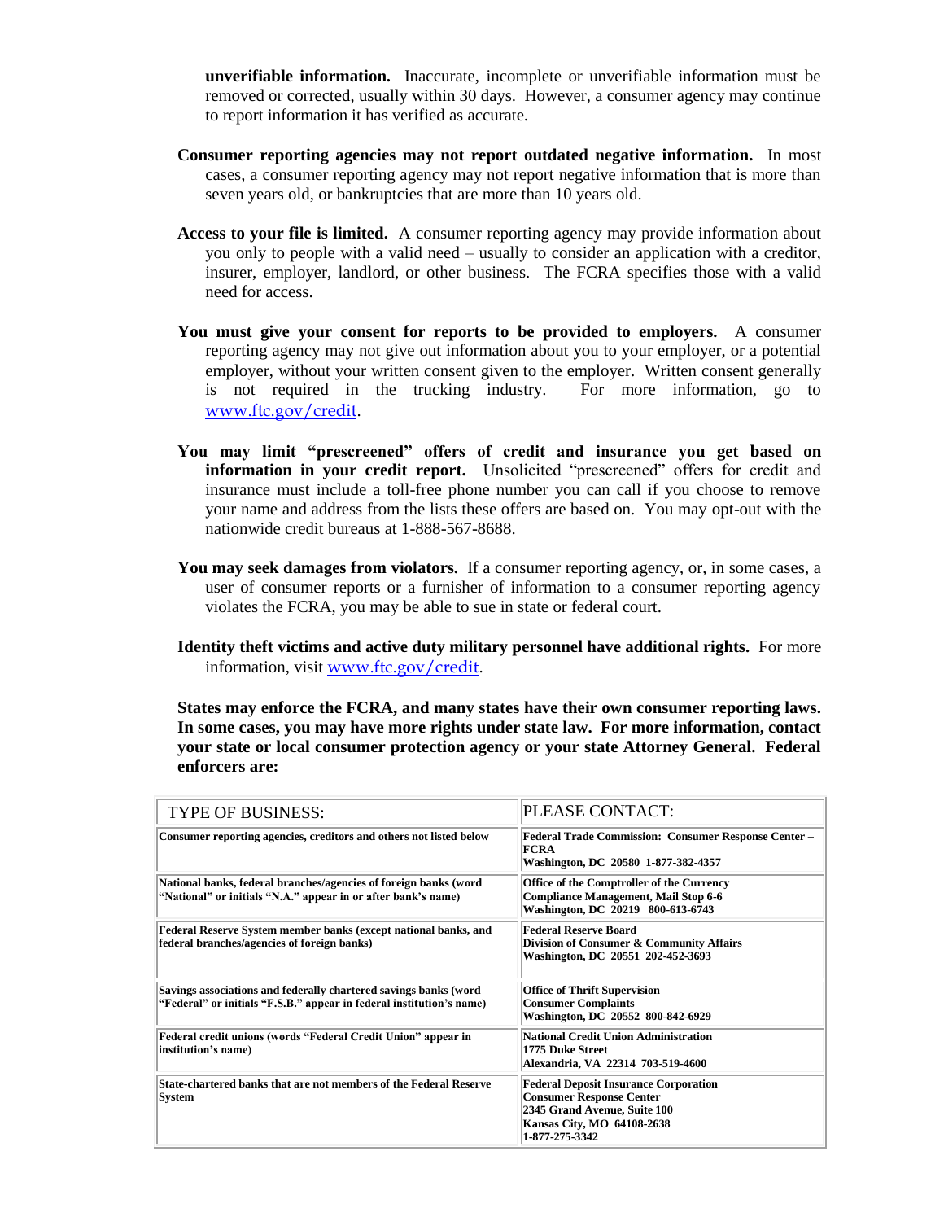**unverifiable information.** Inaccurate, incomplete or unverifiable information must be removed or corrected, usually within 30 days. However, a consumer agency may continue to report information it has verified as accurate.

**Consumer reporting agencies may not report outdated negative information.** In most cases, a consumer reporting agency may not report negative information that is more than seven years old, or bankruptcies that are more than 10 years old.

**Access to your file is limited.** A consumer reporting agency may provide information about you only to people with a valid need – usually to consider an application with a creditor, insurer, employer, landlord, or other business. The FCRA specifies those with a valid need for access.

**You must give your consent for reports to be provided to employers.** A consumer reporting agency may not give out information about you to your employer, or a potential employer, without your written consent given to the employer. Written consent generally is not required in the trucking industry. For more information, go to www.ftc.gov/credit.

**You may limit "prescreened" offers of credit and insurance you get based on information in your credit report.** Unsolicited "prescreened" offers for credit and insurance must include a toll-free phone number you can call if you choose to remove your name and address from the lists these offers are based on. You may opt-out with the nationwide credit bureaus at 1-888-567-8688.

**You may seek damages from violators.** If a consumer reporting agency, or, in some cases, a user of consumer reports or a furnisher of information to a consumer reporting agency violates the FCRA, you may be able to sue in state or federal court.

**Identity theft victims and active duty military personnel have additional rights.** For more information, visit www.ftc.gov/credit.

**States may enforce the FCRA, and many states have their own consumer reporting laws. In some cases, you may have more rights under state law. For more information, contact your state or local consumer protection agency or your state Attorney General. Federal enforcers are:**

| TYPE OF BUSINESS: | PLEASE CONTACT: |
|---|---|
| **Consumer reporting agencies, creditors and others not listed below** | **Federal Trade Commission: Consumer Response Center – FCRA<br>Washington, DC 20580 1-877-382-4357** |
| **National banks, federal branches/agencies of foreign banks (word "National" or initials "N.A." appear in or after bank's name)** | **Office of the Comptroller of the Currency<br>Compliance Management, Mail Stop 6-6<br>Washington, DC 20219 800-613-6743** |
| **Federal Reserve System member banks (except national banks, and federal branches/agencies of foreign banks)** | **Federal Reserve Board<br>Division of Consumer & Community Affairs<br>Washington, DC 20551 202-452-3693** |
| **Savings associations and federally chartered savings banks (word "Federal" or initials "F.S.B." appear in federal institution's name)** | **Office of Thrift Supervision<br>Consumer Complaints<br>Washington, DC 20552 800-842-6929** |
| **Federal credit unions (words "Federal Credit Union" appear in institution's name)** | **National Credit Union Administration<br>1775 Duke Street<br>Alexandria, VA 22314 703-519-4600** |
| **State-chartered banks that are not members of the Federal Reserve System** | **Federal Deposit Insurance Corporation<br>Consumer Response Center<br>2345 Grand Avenue, Suite 100<br>Kansas City, MO 64108-2638<br>1-877-275-3342** |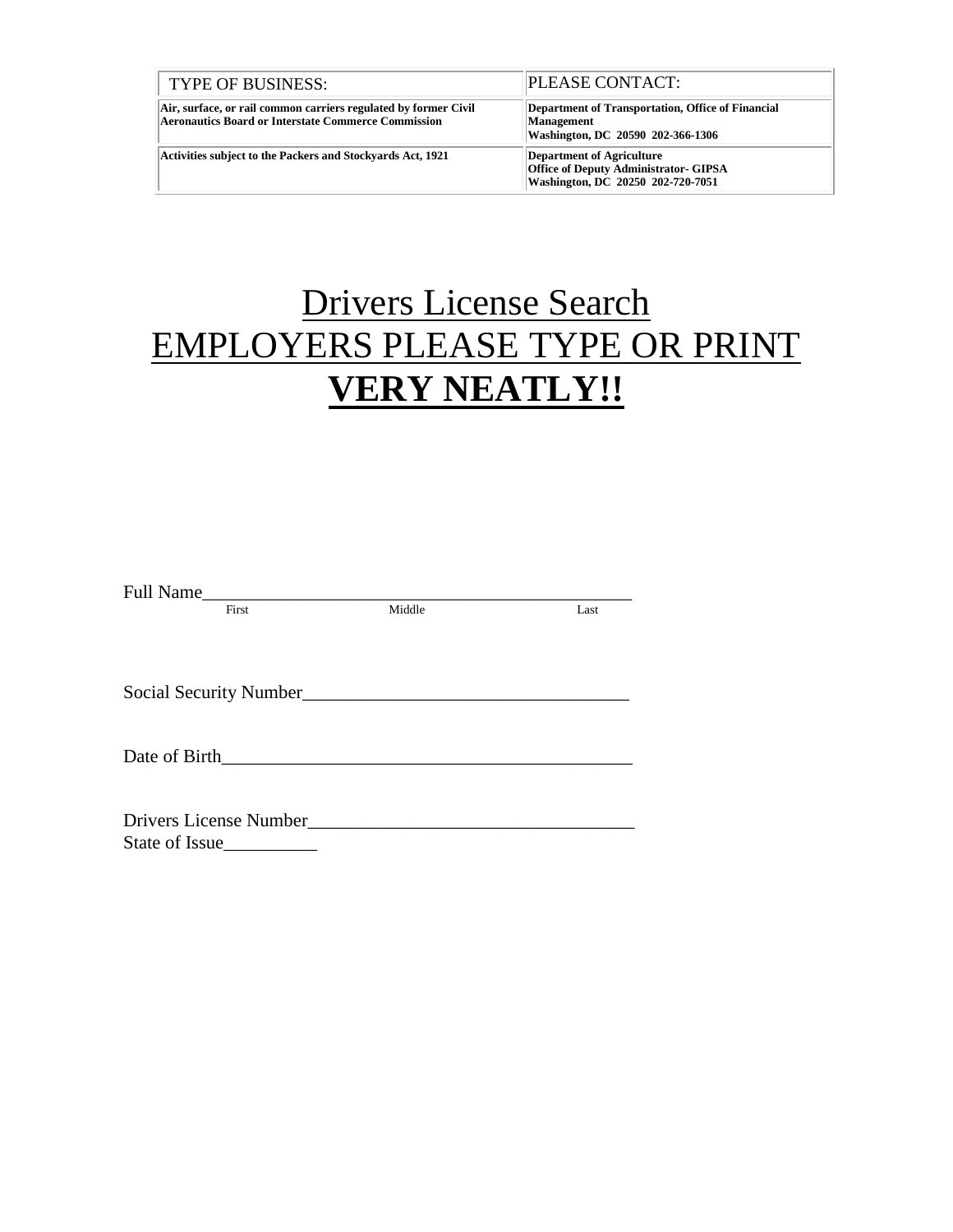| TYPE OF BUSINESS: | PLEASE CONTACT: |
|---|---|
| **Air, surface, or rail common carriers regulated by former Civil Aeronautics Board or Interstate Commerce Commission** | **Department of Transportation, Office of Financial Management Washington, DC 20590 202-366-1306** |
| **Activities subject to the Packers and Stockyards Act, 1921** | **Department of Agriculture Office of Deputy Administrator- GIPSA Washington, DC 20250 202-720-7051** |

# Drivers License Search
# EMPLOYERS PLEASE TYPE OR PRINT **VERY NEATLY!!**

Full Name_______________________________________________
First Middle Last

Social Security Number____________________________________

Date of Birth_____________________________________________

Drivers License Number____________________________________
State of Issue__________